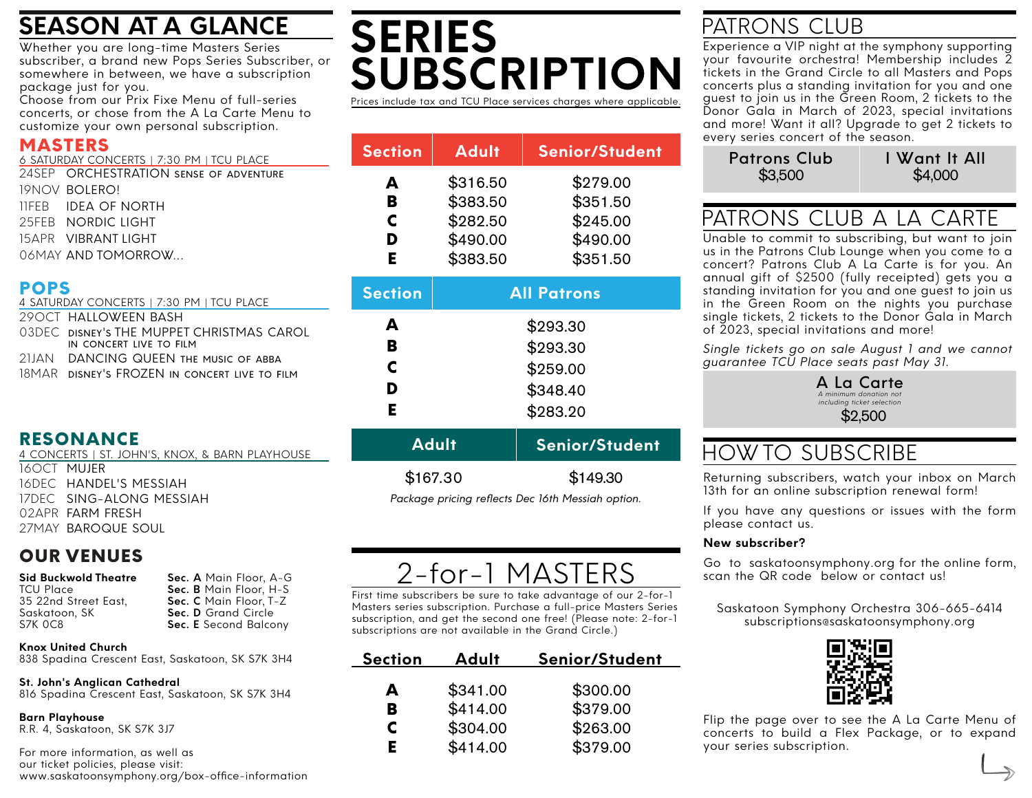# SEASON AT A GLANCE

Whether you are long-time Masters Series subscriber, a brand new Pops Series Subscriber, or somewhere in between, we have a subscription package just for you.
Choose from our Prix Fixe Menu of full-series concerts, or chose from the A La Carte Menu to customize your own personal subscription.

## MASTERS

6 SATURDAY CONCERTS | 7:30 PM | TCU PLACE

- 24SEP ORCHESTRATION SENSE OF ADVENTURE
- 19NOV BOLERO!
- 11FEB IDEA OF NORTH
- 25FEB NORDIC LIGHT
- 15APR VIBRANT LIGHT
- 06MAY AND TOMORROW...

## POPS

4 SATURDAY CONCERTS | 7:30 PM | TCU PLACE

- 29OCT HALLOWEEN BASH
- 03DEC DISNEY'S THE MUPPET CHRISTMAS CAROL IN CONCERT LIVE TO FILM
- 21JAN DANCING QUEEN THE MUSIC OF ABBA
- 18MAR DISNEY'S FROZEN IN CONCERT LIVE TO FILM

## RESONANCE

4 CONCERTS | ST. JOHN'S, KNOX, & BARN PLAYHOUSE

- 16OCT MUJER
- 16DEC HANDEL'S MESSIAH
- 17DEC SING-ALONG MESSIAH
- 02APR FARM FRESH
- 27MAY BAROQUE SOUL

## OUR VENUES

**Sid Buckwold Theatre**
TCU Place
35 22nd Street East,
Saskatoon, SK
S7K 0C8

**Sec. A** Main Floor, A-G
**Sec. B** Main Floor, H-S
**Sec. C** Main Floor, T-Z
**Sec. D** Grand Circle
**Sec. E** Second Balcony

**Knox United Church**
838 Spadina Crescent East, Saskatoon, SK S7K 3H4

**St. John's Anglican Cathedral**
816 Spadina Crescent East, Saskatoon, SK S7K 3H4

**Barn Playhouse**
R.R. 4, Saskatoon, SK S7K 3J7

For more information, as well as our ticket policies, please visit:
www.saskatoonsymphony.org/box-office-information

# SERIES SUBSCRIPTION

Prices include tax and TCU Place services charges where applicable.

**Masters**

| Section | Adult | Senior/Student |
|---|---|---|
| A | $316.50 | $279.00 |
| B | $383.50 | $351.50 |
| C | $282.50 | $245.00 |
| D | $490.00 | $490.00 |
| E | $383.50 | $351.50 |

**Pops**

| Section | All Patrons |
|---|---|
| A | $293.30 |
| B | $293.30 |
| C | $259.00 |
| D | $348.40 |
| E | $283.20 |

**Resonance**

| Adult | Senior/Student |
|---|---|
| $167.30 | $149.30 |

*Package pricing reflects Dec 16th Messiah option.*

## 2-for-1 MASTERS

First time subscribers be sure to take advantage of our 2-for-1 Masters series subscription. Purchase a full-price Masters Series subscription, and get the second one free! (Please note: 2-for-1 subscriptions are not available in the Grand Circle.)

| Section | Adult | Senior/Student |
|---|---|---|
| A | $341.00 | $300.00 |
| B | $414.00 | $379.00 |
| C | $304.00 | $263.00 |
| E | $414.00 | $379.00 |

## PATRONS CLUB

Experience a VIP night at the symphony supporting your favourite orchestra! Membership includes 2 tickets in the Grand Circle to all Masters and Pops concerts plus a standing invitation for you and one guest to join us in the Green Room, 2 tickets to the Donor Gala in March of 2023, special invitations and more! Want it all? Upgrade to get 2 tickets to every series concert of the season.

| Patrons Club | I Want It All |
|---|---|
| $3,500 | $4,000 |

## PATRONS CLUB A LA CARTE

Unable to commit to subscribing, but want to join us in the Patrons Club Lounge when you come to a concert? Patrons Club A La Carte is for you. An annual gift of $2500 (fully receipted) gets you a standing invitation for you and one guest to join us in the Green Room on the nights you purchase single tickets, 2 tickets to the Donor Gala in March of 2023, special invitations and more!

*Single tickets go on sale August 1 and we cannot guarantee TCU Place seats past May 31.*

**A La Carte**
*A minimum donation not including ticket selection*
$2,500

## HOW TO SUBSCRIBE

Returning subscribers, watch your inbox on March 13th for an online subscription renewal form!

If you have any questions or issues with the form please contact us.

**New subscriber?**

Go to saskatoonsymphony.org for the online form, scan the QR code below or contact us!

Saskatoon Symphony Orchestra 306-665-6414
subscriptions@saskatoonsymphony.org

Flip the page over to see the A La Carte Menu of concerts to build a Flex Package, or to expand your series subscription.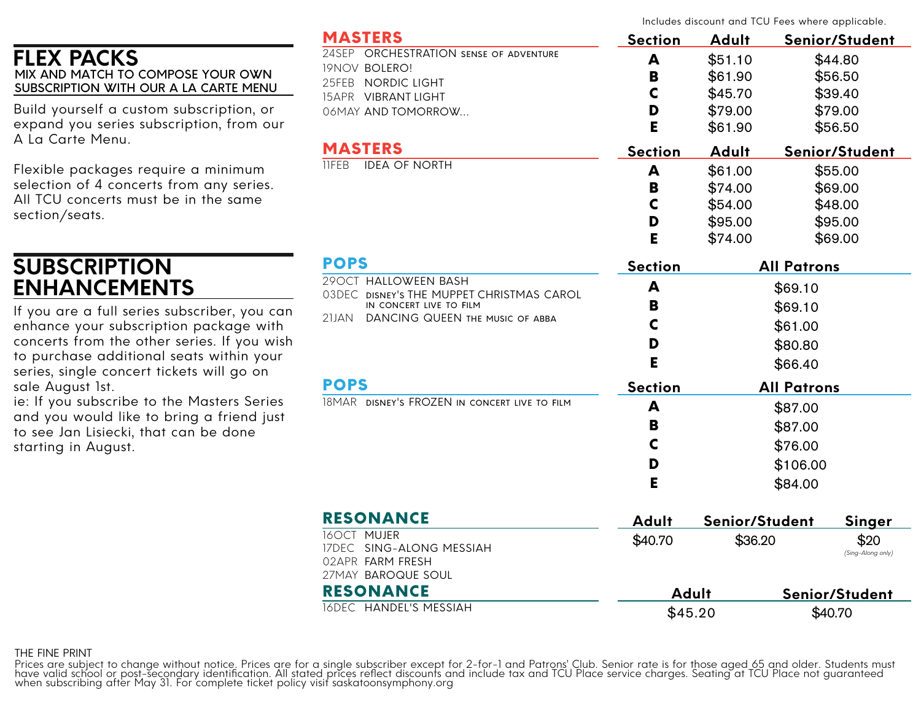## FLEX PACKS

MIX AND MATCH TO COMPOSE YOUR OWN SUBSCRIPTION WITH OUR A LA CARTE MENU

Build yourself a custom subscription, or expand you series subscription, from our A La Carte Menu.

Flexible packages require a minimum selection of 4 concerts from any series. All TCU concerts must be in the same section/seats.

## SUBSCRIPTION ENHANCEMENTS

If you are a full series subscriber, you can enhance your subscription package with concerts from the other series. If you wish to purchase additional seats within your series, single concert tickets will go on sale August 1st.
ie: If you subscribe to the Masters Series and you would like to bring a friend just to see Jan Lisiecki, that can be done starting in August.

Includes discount and TCU Fees where applicable.

### MASTERS

24SEP ORCHESTRATION SENSE OF ADVENTURE
19NOV BOLERO!
25FEB NORDIC LIGHT
15APR VIBRANT LIGHT
06MAY AND TOMORROW...

| Section | Adult | Senior/Student |
|---|---|---|
| A | $51.10 | $44.80 |
| B | $61.90 | $56.50 |
| C | $45.70 | $39.40 |
| D | $79.00 | $79.00 |
| E | $61.90 | $56.50 |

### MASTERS

11FEB IDEA OF NORTH

| Section | Adult | Senior/Student |
|---|---|---|
| A | $61.00 | $55.00 |
| B | $74.00 | $69.00 |
| C | $54.00 | $48.00 |
| D | $95.00 | $95.00 |
| E | $74.00 | $69.00 |

### POPS

29OCT HALLOWEEN BASH
03DEC DISNEY'S THE MUPPET CHRISTMAS CAROL IN CONCERT LIVE TO FILM
21JAN DANCING QUEEN THE MUSIC OF ABBA

| Section | All Patrons |
|---|---|
| A | $69.10 |
| B | $69.10 |
| C | $61.00 |
| D | $80.80 |
| E | $66.40 |

### POPS

18MAR DISNEY'S FROZEN IN CONCERT LIVE TO FILM

| Section | All Patrons |
|---|---|
| A | $87.00 |
| B | $87.00 |
| C | $76.00 |
| D | $106.00 |
| E | $84.00 |

### RESONANCE

16OCT MUJER
17DEC SING-ALONG MESSIAH
02APR FARM FRESH
27MAY BAROQUE SOUL

| Adult | Senior/Student | Singer |
|---|---|---|
| $40.70 | $36.20 | $20 (Sing-Along only) |

### RESONANCE

16DEC HANDEL'S MESSIAH

| Adult | Senior/Student |
|---|---|
| $45.20 | $40.70 |

THE FINE PRINT

Prices are subject to change without notice. Prices are for a single subscriber except for 2-for-1 and Patrons' Club. Senior rate is for those aged 65 and older. Students must have valid school or post-secondary identification. All stated prices reflect discounts and include tax and TCU Place service charges. Seating at TCU Place not guaranteed when subscribing after May 31. For complete ticket policy visit saskatoonsymphony.org